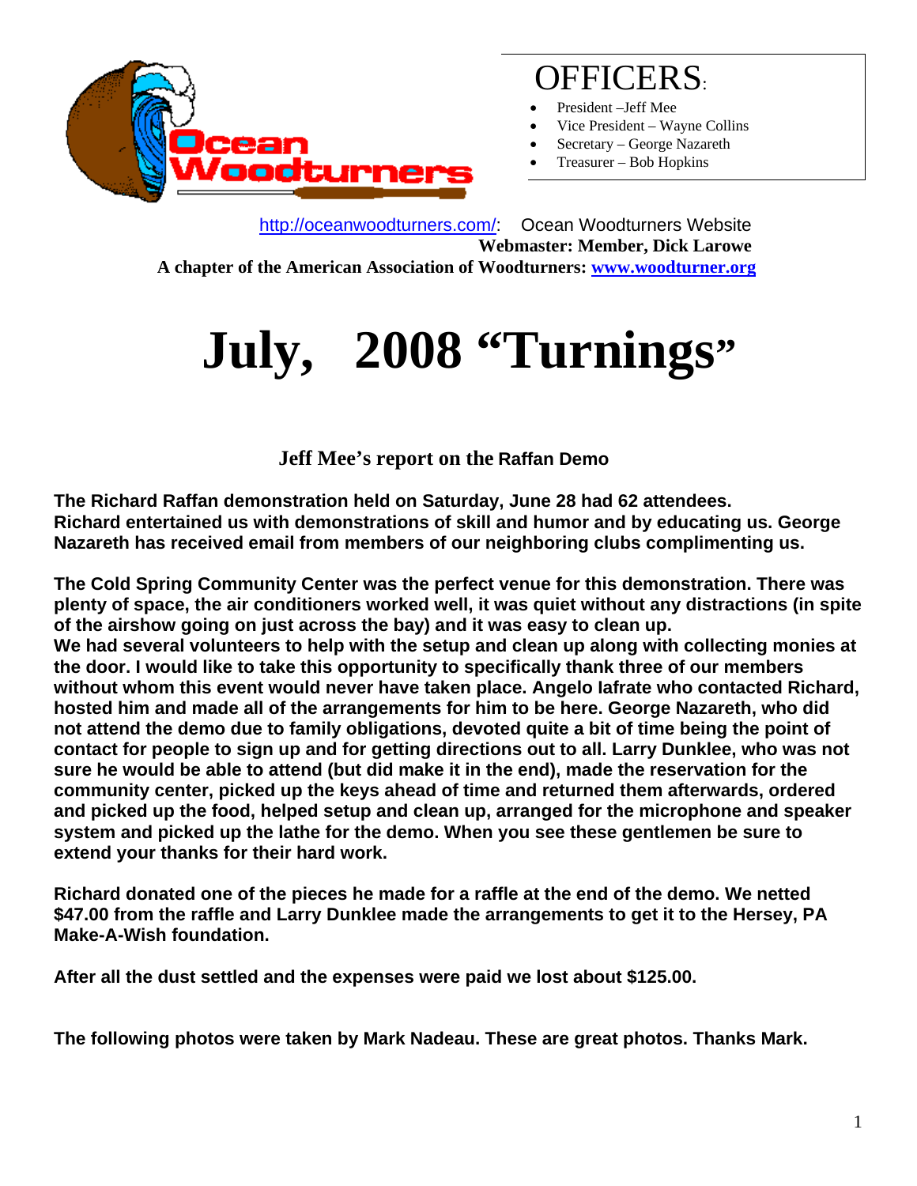# OFFICERS:

- President –Jeff Mee
- Vice President – Wayne Collins
- Secretary – George Nazareth
- Treasurer – Bob Hopkins

http://oceanwoodturners.com/: Ocean Woodturners Website

**Webmaster: Member, Dick Larowe**

**A chapter of the American Association of Woodturners: www.woodturner.org**

# July, 2008 "Turnings"

## Jeff Mee's report on the Raffan Demo

**The Richard Raffan demonstration held on Saturday, June 28 had 62 attendees. Richard entertained us with demonstrations of skill and humor and by educating us. George Nazareth has received email from members of our neighboring clubs complimenting us.**

**The Cold Spring Community Center was the perfect venue for this demonstration. There was plenty of space, the air conditioners worked well, it was quiet without any distractions (in spite of the airshow going on just across the bay) and it was easy to clean up.**
**We had several volunteers to help with the setup and clean up along with collecting monies at the door. I would like to take this opportunity to specifically thank three of our members without whom this event would never have taken place. Angelo Iafrate who contacted Richard, hosted him and made all of the arrangements for him to be here. George Nazareth, who did not attend the demo due to family obligations, devoted quite a bit of time being the point of contact for people to sign up and for getting directions out to all. Larry Dunklee, who was not sure he would be able to attend (but did make it in the end), made the reservation for the community center, picked up the keys ahead of time and returned them afterwards, ordered and picked up the food, helped setup and clean up, arranged for the microphone and speaker system and picked up the lathe for the demo. When you see these gentlemen be sure to extend your thanks for their hard work.**

**Richard donated one of the pieces he made for a raffle at the end of the demo. We netted $47.00 from the raffle and Larry Dunklee made the arrangements to get it to the Hersey, PA Make-A-Wish foundation.**

**After all the dust settled and the expenses were paid we lost about $125.00.**

**The following photos were taken by Mark Nadeau. These are great photos. Thanks Mark.**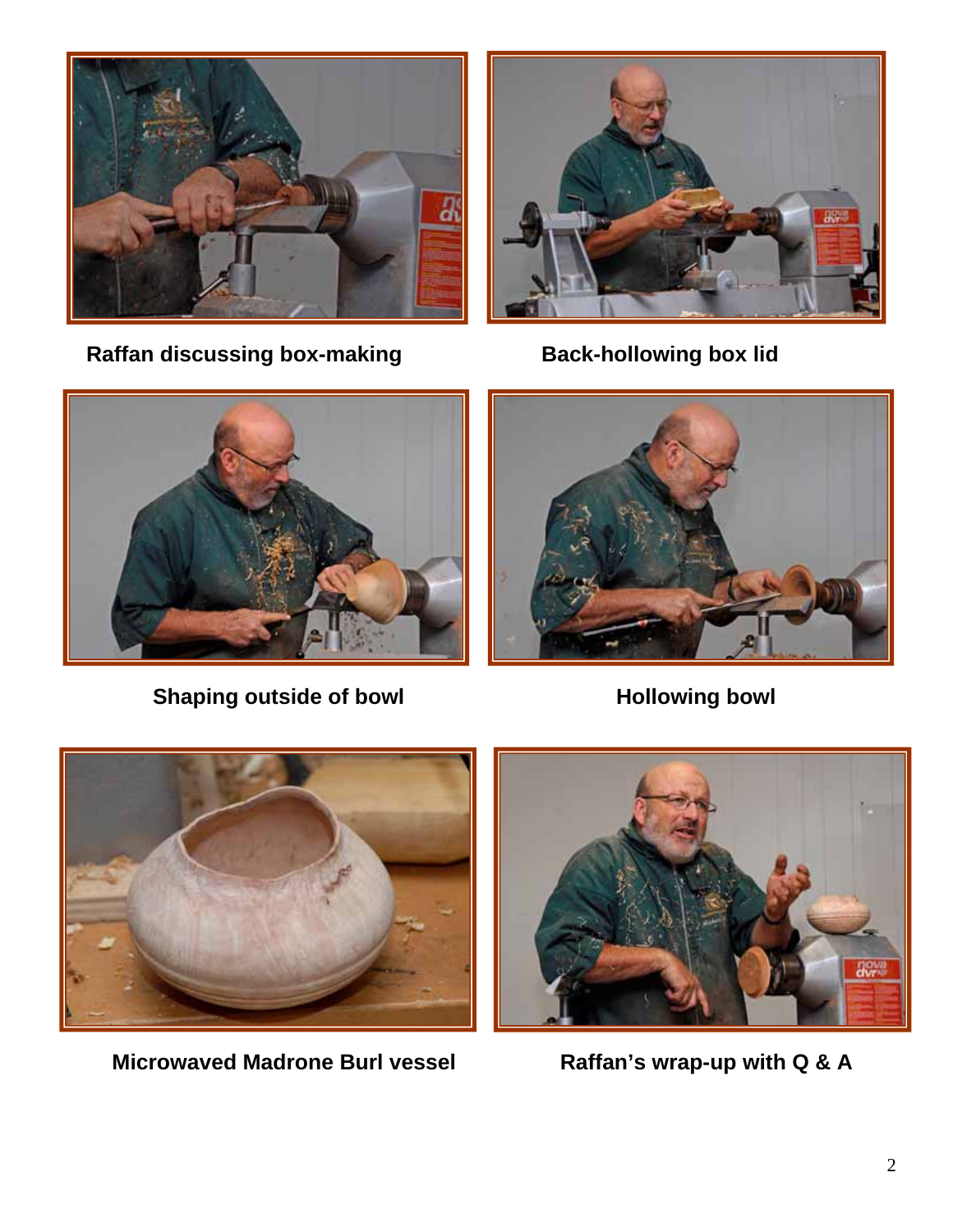Raffan discussing box-making

Back-hollowing box lid

Shaping outside of bowl

Hollowing bowl

Microwaved Madrone Burl vessel

Raffan's wrap-up with Q & A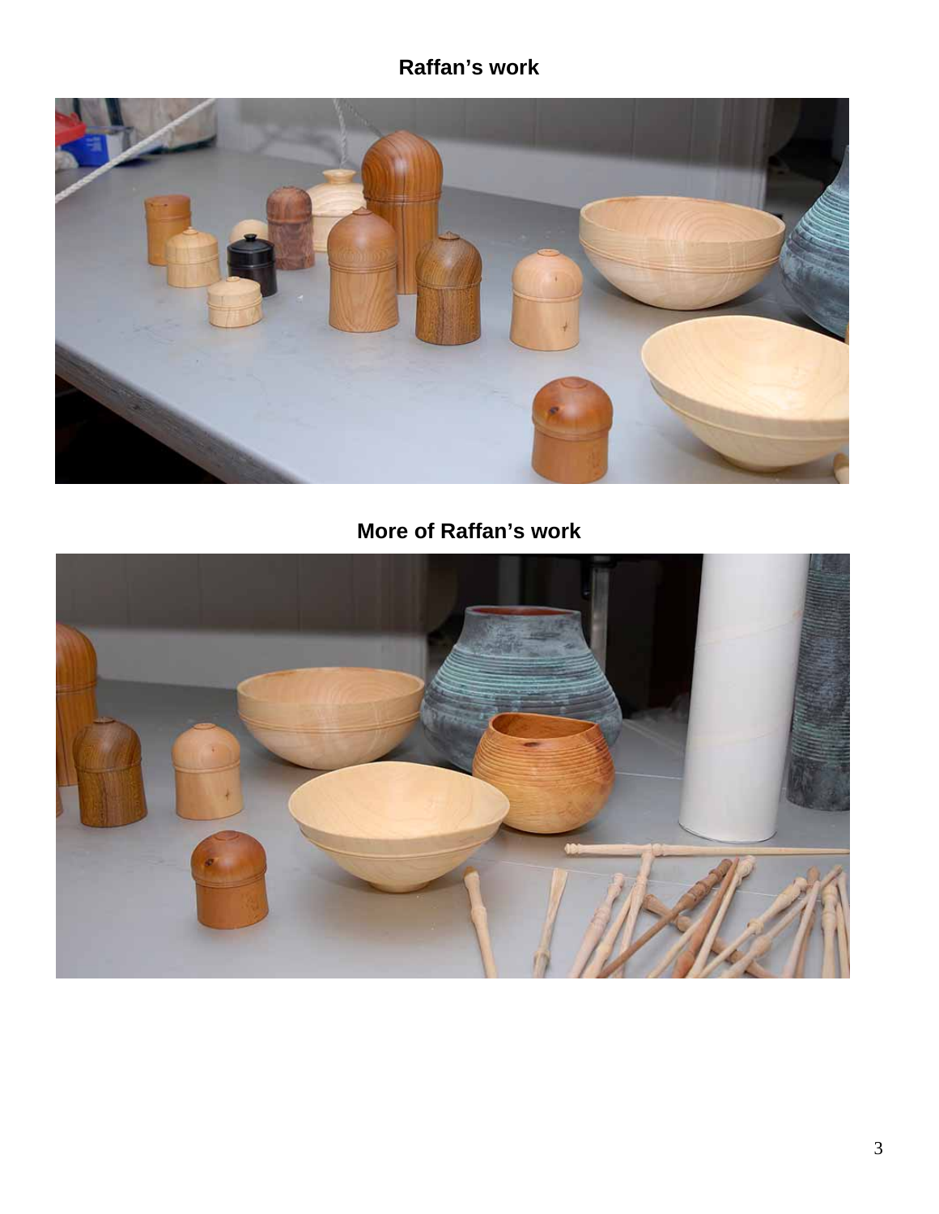**Raffan's work**

**More of Raffan's work**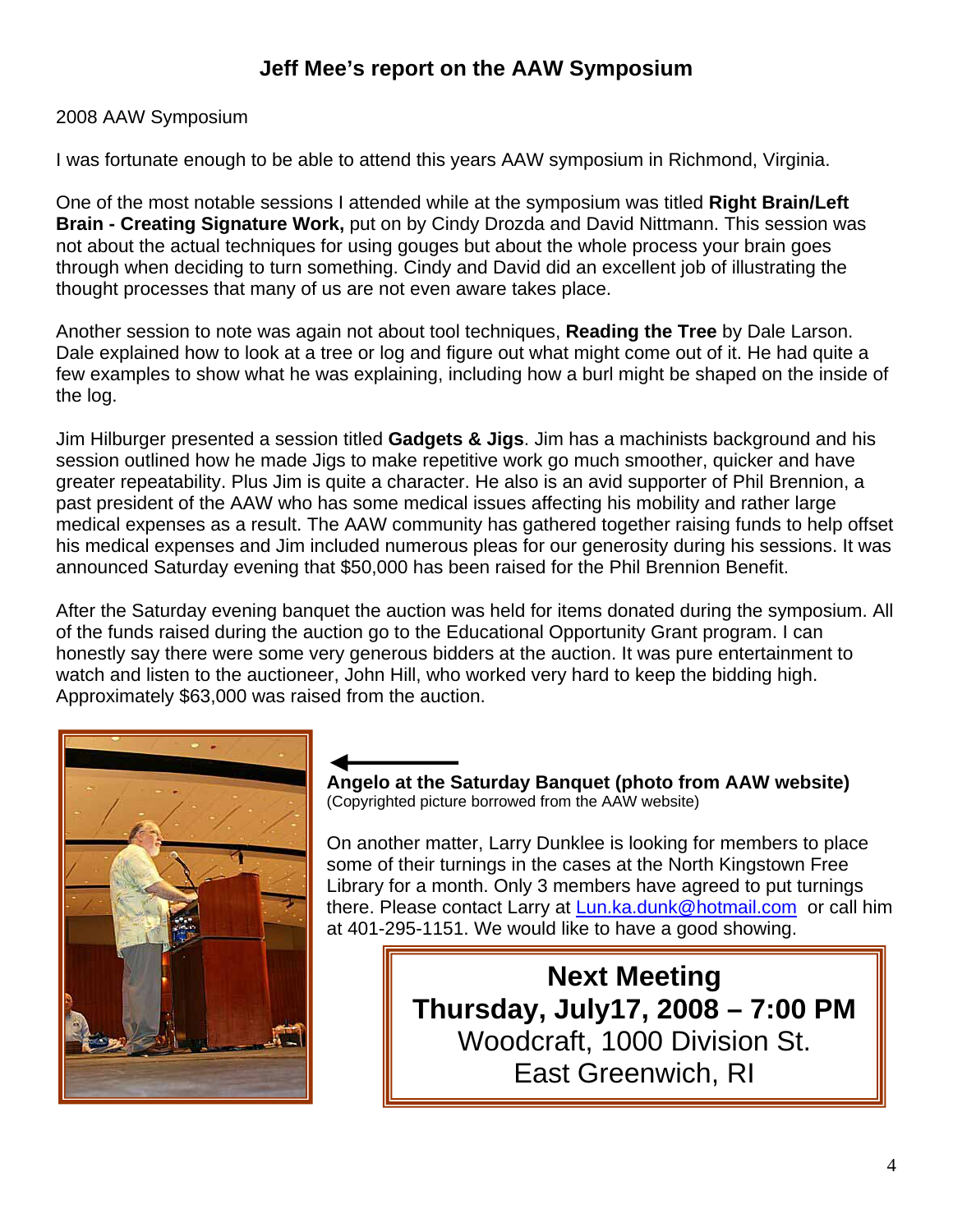## Jeff Mee's report on the AAW Symposium

2008 AAW Symposium

I was fortunate enough to be able to attend this years AAW symposium in Richmond, Virginia.

One of the most notable sessions I attended while at the symposium was titled **Right Brain/Left Brain - Creating Signature Work,** put on by Cindy Drozda and David Nittmann. This session was not about the actual techniques for using gouges but about the whole process your brain goes through when deciding to turn something. Cindy and David did an excellent job of illustrating the thought processes that many of us are not even aware takes place.

Another session to note was again not about tool techniques, **Reading the Tree** by Dale Larson. Dale explained how to look at a tree or log and figure out what might come out of it. He had quite a few examples to show what he was explaining, including how a burl might be shaped on the inside of the log.

Jim Hilburger presented a session titled **Gadgets & Jigs**. Jim has a machinists background and his session outlined how he made Jigs to make repetitive work go much smoother, quicker and have greater repeatability. Plus Jim is quite a character. He also is an avid supporter of Phil Brennion, a past president of the AAW who has some medical issues affecting his mobility and rather large medical expenses as a result. The AAW community has gathered together raising funds to help offset his medical expenses and Jim included numerous pleas for our generosity during his sessions. It was announced Saturday evening that $50,000 has been raised for the Phil Brennion Benefit.

After the Saturday evening banquet the auction was held for items donated during the symposium. All of the funds raised during the auction go to the Educational Opportunity Grant program. I can honestly say there were some very generous bidders at the auction. It was pure entertainment to watch and listen to the auctioneer, John Hill, who worked very hard to keep the bidding high. Approximately $63,000 was raised from the auction.

**Angelo at the Saturday Banquet (photo from AAW website)**
(Copyrighted picture borrowed from the AAW website)

On another matter, Larry Dunklee is looking for members to place some of their turnings in the cases at the North Kingstown Free Library for a month. Only 3 members have agreed to put turnings there. Please contact Larry at Lun.ka.dunk@hotmail.com or call him at 401-295-1151. We would like to have a good showing.

**Next Meeting**
**Thursday, July17, 2008 – 7:00 PM**
Woodcraft, 1000 Division St.
East Greenwich, RI